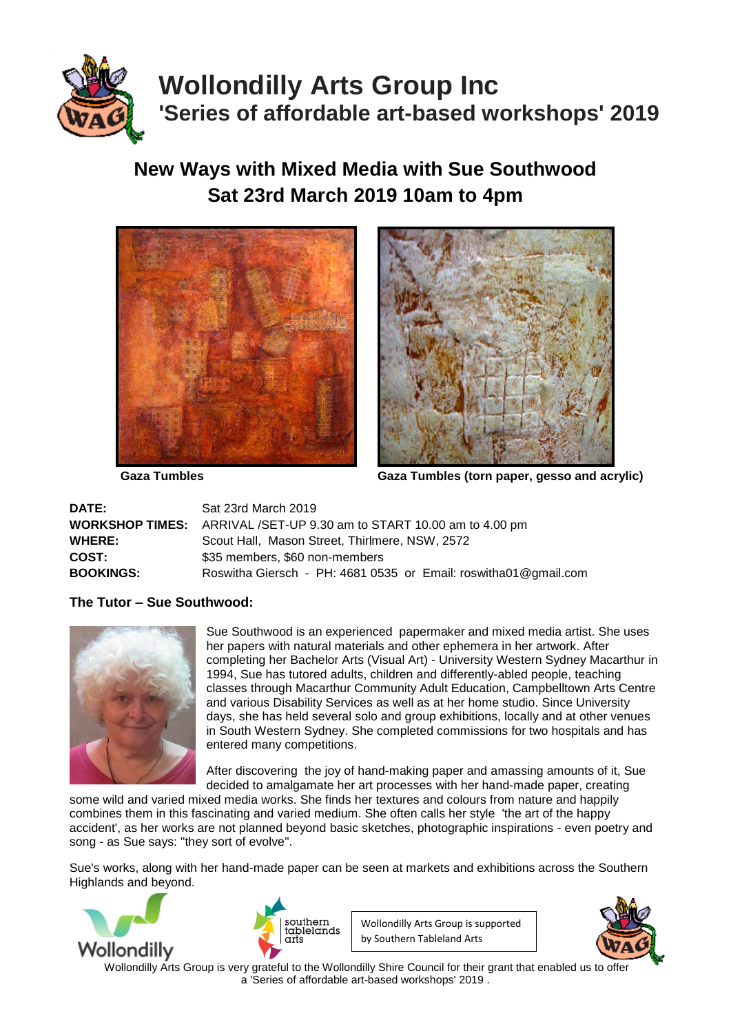# Wollondilly Arts Group Inc

## 'Series of affordable art-based workshops' 2019

## New Ways with Mixed Media with Sue Southwood
## Sat 23rd March 2019 10am to 4pm

**Gaza Tumbles**

**Gaza Tumbles (torn paper, gesso and acrylic)**

| | |
|---|---|
| **DATE:** | Sat 23rd March 2019 |
| **WORKSHOP TIMES:** | ARRIVAL /SET-UP 9.30 am to START 10.00 am to 4.00 pm |
| **WHERE:** | Scout Hall, Mason Street, Thirlmere, NSW, 2572 |
| **COST:** | $35 members, $60 non-members |
| **BOOKINGS:** | Roswitha Giersch - PH: 4681 0535 or Email: roswitha01@gmail.com |

### The Tutor – Sue Southwood:

Sue Southwood is an experienced papermaker and mixed media artist. She uses her papers with natural materials and other ephemera in her artwork. After completing her Bachelor Arts (Visual Art) - University Western Sydney Macarthur in 1994, Sue has tutored adults, children and differently-abled people, teaching classes through Macarthur Community Adult Education, Campbelltown Arts Centre and various Disability Services as well as at her home studio. Since University days, she has held several solo and group exhibitions, locally and at other venues in South Western Sydney. She completed commissions for two hospitals and has entered many competitions.

After discovering the joy of hand-making paper and amassing amounts of it, Sue decided to amalgamate her art processes with her hand-made paper, creating some wild and varied mixed media works. She finds her textures and colours from nature and happily combines them in this fascinating and varied medium. She often calls her style 'the art of the happy accident', as her works are not planned beyond basic sketches, photographic inspirations - even poetry and song - as Sue says: "they sort of evolve".

Sue's works, along with her hand-made paper can be seen at markets and exhibitions across the Southern Highlands and beyond.

Wollondilly

southern tablelands arts

Wollondilly Arts Group is supported by Southern Tableland Arts

Wollondilly Arts Group is very grateful to the Wollondilly Shire Council for their grant that enabled us to offer a 'Series of affordable art-based workshops' 2019 .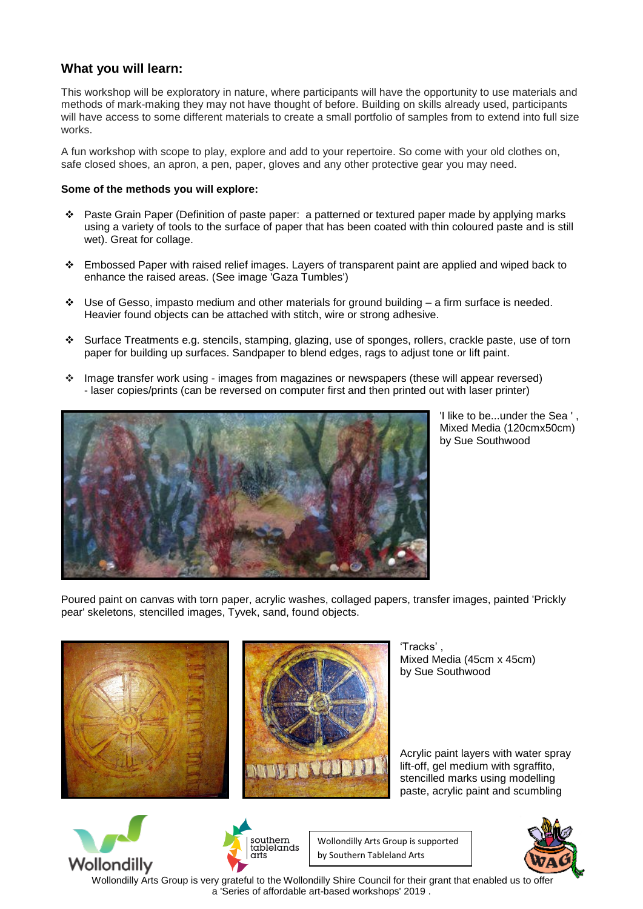## What you will learn:

This workshop will be exploratory in nature, where participants will have the opportunity to use materials and methods of mark-making they may not have thought of before. Building on skills already used, participants will have access to some different materials to create a small portfolio of samples from to extend into full size works.

A fun workshop with scope to play, explore and add to your repertoire. So come with your old clothes on, safe closed shoes, an apron, a pen, paper, gloves and any other protective gear you may need.

**Some of the methods you will explore:**

- Paste Grain Paper (Definition of paste paper: a patterned or textured paper made by applying marks using a variety of tools to the surface of paper that has been coated with thin coloured paste and is still wet). Great for collage.
- Embossed Paper with raised relief images. Layers of transparent paint are applied and wiped back to enhance the raised areas. (See image 'Gaza Tumbles')
- Use of Gesso, impasto medium and other materials for ground building – a firm surface is needed. Heavier found objects can be attached with stitch, wire or strong adhesive.
- Surface Treatments e.g. stencils, stamping, glazing, use of sponges, rollers, crackle paste, use of torn paper for building up surfaces. Sandpaper to blend edges, rags to adjust tone or lift paint.
- Image transfer work using - images from magazines or newspapers (these will appear reversed) - laser copies/prints (can be reversed on computer first and then printed out with laser printer)

'I like to be...under the Sea ', Mixed Media (120cmx50cm) by Sue Southwood

Poured paint on canvas with torn paper, acrylic washes, collaged papers, transfer images, painted 'Prickly pear' skeletons, stencilled images, Tyvek, sand, found objects.

'Tracks', Mixed Media (45cm x 45cm) by Sue Southwood

Acrylic paint layers with water spray lift-off, gel medium with sgraffito, stencilled marks using modelling paste, acrylic paint and scumbling

Wollondilly Arts Group is supported by Southern Tableland Arts

Wollondilly Arts Group is very grateful to the Wollondilly Shire Council for their grant that enabled us to offer a 'Series of affordable art-based workshops' 2019 .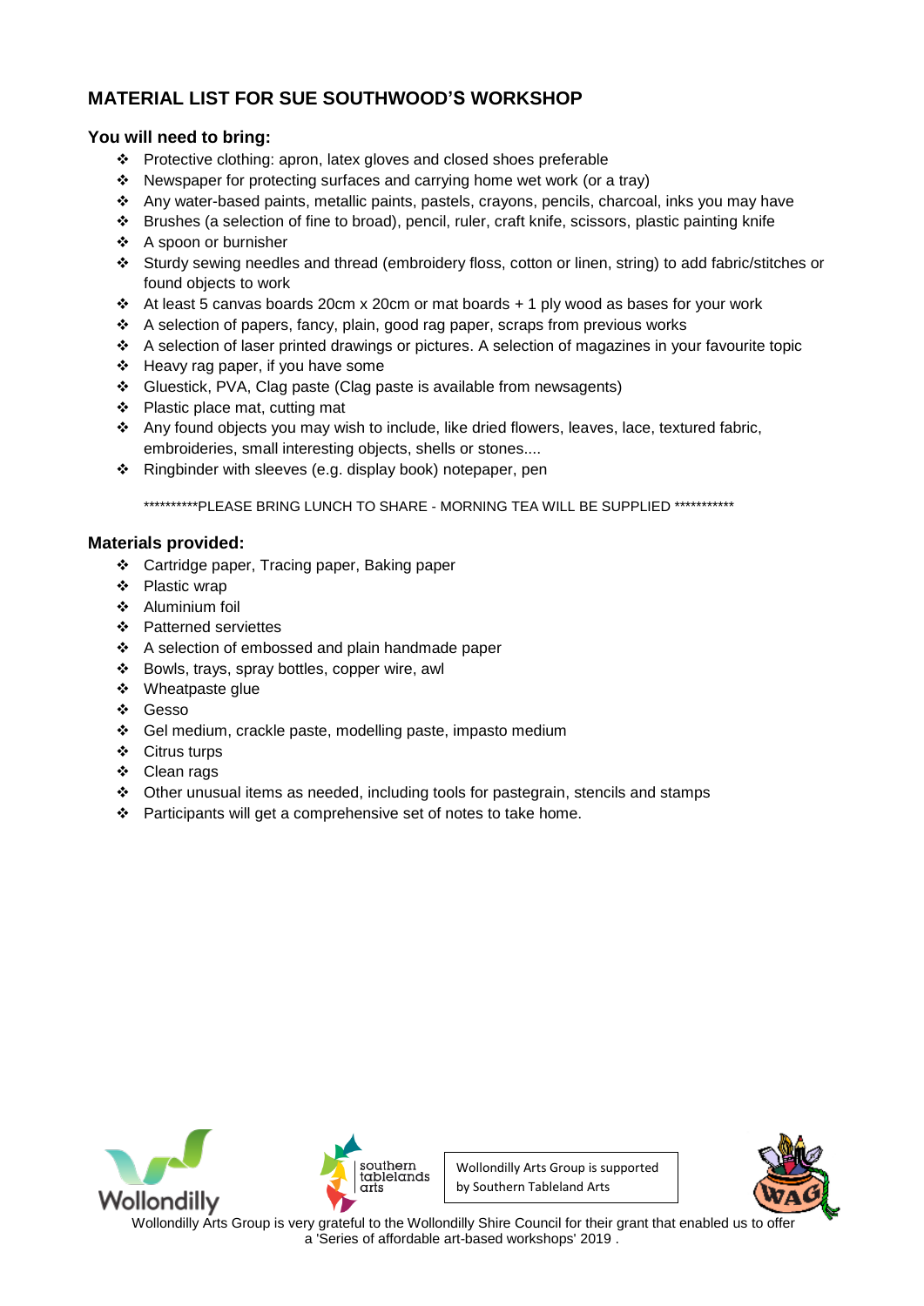## MATERIAL LIST FOR SUE SOUTHWOOD'S WORKSHOP

### You will need to bring:

- Protective clothing: apron, latex gloves and closed shoes preferable
- Newspaper for protecting surfaces and carrying home wet work (or a tray)
- Any water-based paints, metallic paints, pastels, crayons, pencils, charcoal, inks you may have
- Brushes (a selection of fine to broad), pencil, ruler, craft knife, scissors, plastic painting knife
- A spoon or burnisher
- Sturdy sewing needles and thread (embroidery floss, cotton or linen, string) to add fabric/stitches or found objects to work
- At least 5 canvas boards 20cm x 20cm or mat boards + 1 ply wood as bases for your work
- A selection of papers, fancy, plain, good rag paper, scraps from previous works
- A selection of laser printed drawings or pictures. A selection of magazines in your favourite topic
- Heavy rag paper, if you have some
- Gluestick, PVA, Clag paste (Clag paste is available from newsagents)
- Plastic place mat, cutting mat
- Any found objects you may wish to include, like dried flowers, leaves, lace, textured fabric, embroideries, small interesting objects, shells or stones....
- Ringbinder with sleeves (e.g. display book) notepaper, pen

**********PLEASE BRING LUNCH TO SHARE - MORNING TEA WILL BE SUPPLIED ***********

### Materials provided:

- Cartridge paper, Tracing paper, Baking paper
- Plastic wrap
- Aluminium foil
- Patterned serviettes
- A selection of embossed and plain handmade paper
- Bowls, trays, spray bottles, copper wire, awl
- Wheatpaste glue
- Gesso
- Gel medium, crackle paste, modelling paste, impasto medium
- Citrus turps
- Clean rags
- Other unusual items as needed, including tools for pastegrain, stencils and stamps
- Participants will get a comprehensive set of notes to take home.

Wollondilly

southern tablelands arts

Wollondilly Arts Group is supported by Southern Tableland Arts

WAG

Wollondilly Arts Group is very grateful to the Wollondilly Shire Council for their grant that enabled us to offer a 'Series of affordable art-based workshops' 2019 .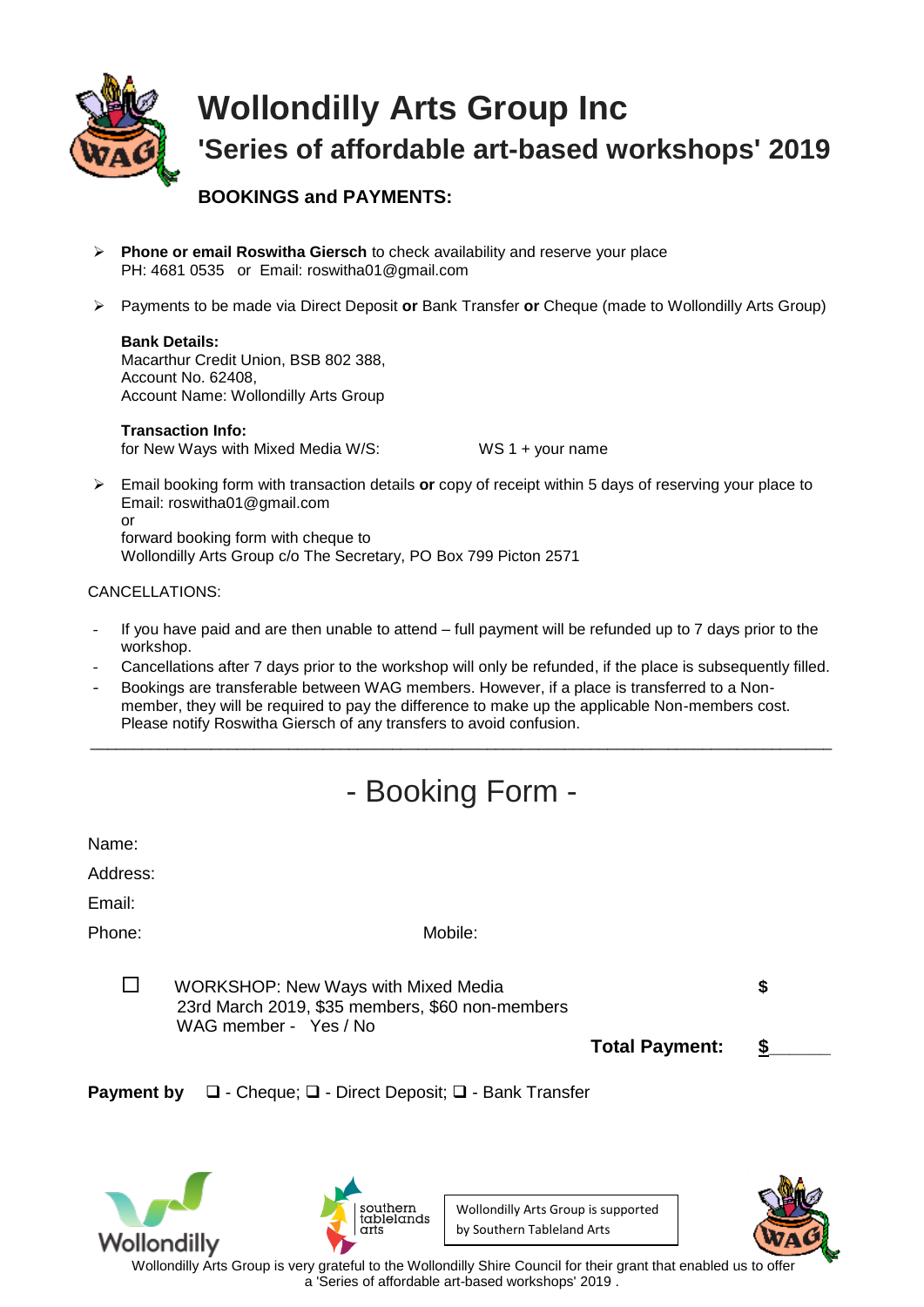# Wollondilly Arts Group Inc

## 'Series of affordable art-based workshops' 2019

### BOOKINGS and PAYMENTS:

- **Phone or email Roswitha Giersch** to check availability and reserve your place
  PH: 4681 0535 or Email: roswitha01@gmail.com

- Payments to be made via Direct Deposit **or** Bank Transfer **or** Cheque (made to Wollondilly Arts Group)

  **Bank Details:**
  Macarthur Credit Union, BSB 802 388,
  Account No. 62408,
  Account Name: Wollondilly Arts Group

  **Transaction Info:**
  for New Ways with Mixed Media W/S: WS 1 + your name

- Email booking form with transaction details **or** copy of receipt within 5 days of reserving your place to
  Email: roswitha01@gmail.com
  or
  forward booking form with cheque to
  Wollondilly Arts Group c/o The Secretary, PO Box 799 Picton 2571

CANCELLATIONS:

- If you have paid and are then unable to attend – full payment will be refunded up to 7 days prior to the workshop.
- Cancellations after 7 days prior to the workshop will only be refunded, if the place is subsequently filled.
- Bookings are transferable between WAG members. However, if a place is transferred to a Non-member, they will be required to pay the difference to make up the applicable Non-members cost. Please notify Roswitha Giersch of any transfers to avoid confusion.

---

# - Booking Form -

Name:

Address:

Email:

Phone: Mobile:

☐ WORKSHOP: New Ways with Mixed Media $
23rd March 2019, $35 members, $60 non-members
WAG member - Yes / No

**Total Payment: $______**

**Payment by** ❑ - Cheque; ❑ - Direct Deposit; ❑ - Bank Transfer

Wollondilly

southern tablelands arts

Wollondilly Arts Group is supported by Southern Tableland Arts

Wollondilly Arts Group is very grateful to the Wollondilly Shire Council for their grant that enabled us to offer a 'Series of affordable art-based workshops' 2019 .